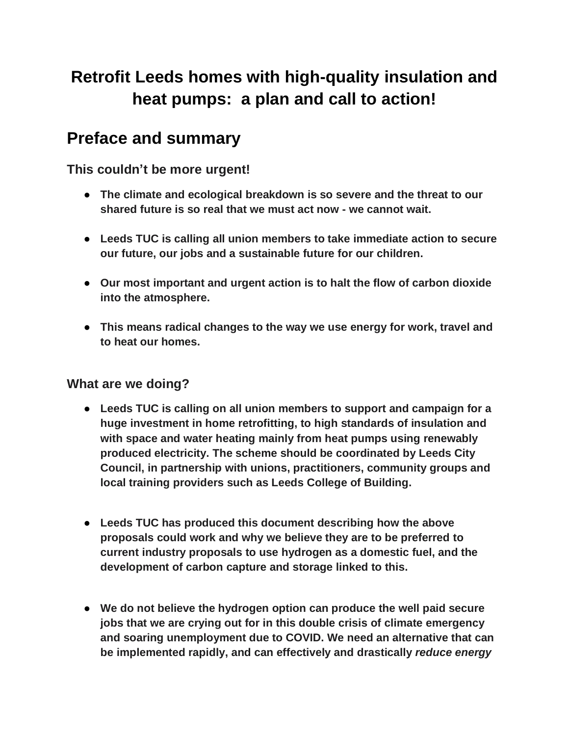# Retrofit Leeds homes with high-quality insulation and heat pumps: a plan and call to action!

## Preface and summary

### This couldn't be more urgent!

- **The climate and ecological breakdown is so severe and the threat to our shared future is so real that we must act now - we cannot wait.**
- **Leeds TUC is calling all union members to take immediate action to secure our future, our jobs and a sustainable future for our children.**
- **Our most important and urgent action is to halt the flow of carbon dioxide into the atmosphere.**
- **This means radical changes to the way we use energy for work, travel and to heat our homes.**

### What are we doing?

- **Leeds TUC is calling on all union members to support and campaign for a huge investment in home retrofitting, to high standards of insulation and with space and water heating mainly from heat pumps using renewably produced electricity. The scheme should be coordinated by Leeds City Council, in partnership with unions, practitioners, community groups and local training providers such as Leeds College of Building.**
- **Leeds TUC has produced this document describing how the above proposals could work and why we believe they are to be preferred to current industry proposals to use hydrogen as a domestic fuel, and the development of carbon capture and storage linked to this.**
- **We do not believe the hydrogen option can produce the well paid secure jobs that we are crying out for in this double crisis of climate emergency and soaring unemployment due to COVID. We need an alternative that can be implemented rapidly, and can effectively and drastically *reduce energy***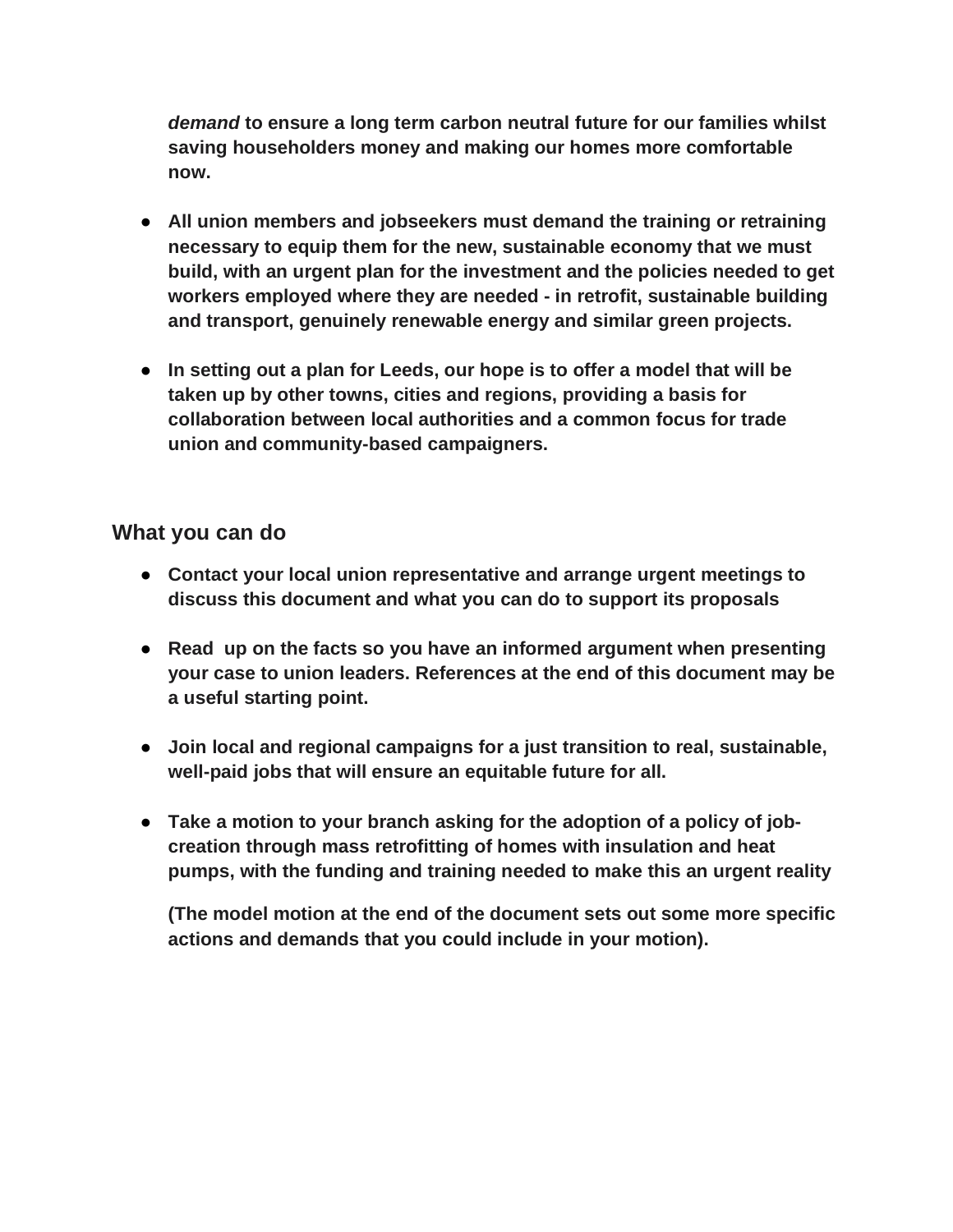***demand*** **to ensure a long term carbon neutral future for our families whilst saving householders money and making our homes more comfortable now.**

- **All union members and jobseekers must demand the training or retraining necessary to equip them for the new, sustainable economy that we must build, with an urgent plan for the investment and the policies needed to get workers employed where they are needed - in retrofit, sustainable building and transport, genuinely renewable energy and similar green projects.**

- **In setting out a plan for Leeds, our hope is to offer a model that will be taken up by other towns, cities and regions, providing a basis for collaboration between local authorities and a common focus for trade union and community-based campaigners.**

## What you can do

- **Contact your local union representative and arrange urgent meetings to discuss this document and what you can do to support its proposals**

- **Read up on the facts so you have an informed argument when presenting your case to union leaders. References at the end of this document may be a useful starting point.**

- **Join local and regional campaigns for a just transition to real, sustainable, well-paid jobs that will ensure an equitable future for all.**

- **Take a motion to your branch asking for the adoption of a policy of job-creation through mass retrofitting of homes with insulation and heat pumps, with the funding and training needed to make this an urgent reality**

  **(The model motion at the end of the document sets out some more specific actions and demands that you could include in your motion).**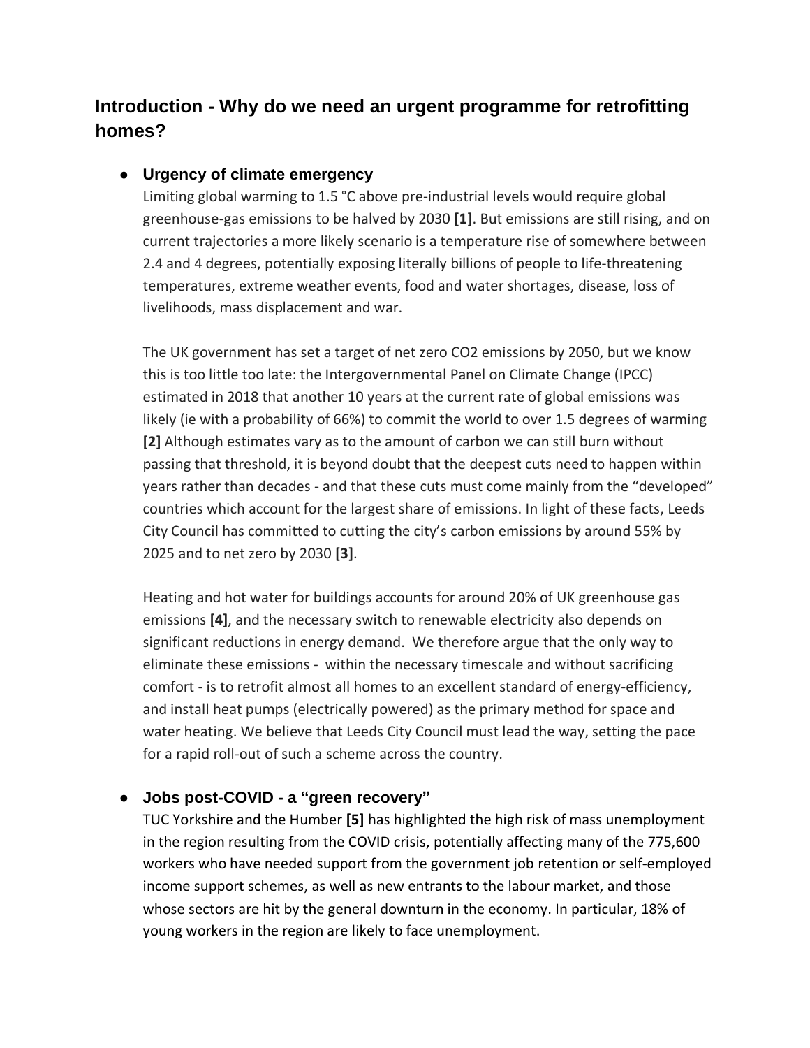## Introduction - Why do we need an urgent programme for retrofitting homes?

- **Urgency of climate emergency**

  Limiting global warming to 1.5 °C above pre-industrial levels would require global greenhouse-gas emissions to be halved by 2030 **[1]**. But emissions are still rising, and on current trajectories a more likely scenario is a temperature rise of somewhere between 2.4 and 4 degrees, potentially exposing literally billions of people to life-threatening temperatures, extreme weather events, food and water shortages, disease, loss of livelihoods, mass displacement and war.

  The UK government has set a target of net zero $CO_2$ emissions by 2050, but we know this is too little too late: the Intergovernmental Panel on Climate Change (IPCC) estimated in 2018 that another 10 years at the current rate of global emissions was likely (ie with a probability of 66%) to commit the world to over 1.5 degrees of warming **[2]** Although estimates vary as to the amount of carbon we can still burn without passing that threshold, it is beyond doubt that the deepest cuts need to happen within years rather than decades - and that these cuts must come mainly from the "developed" countries which account for the largest share of emissions. In light of these facts, Leeds City Council has committed to cutting the city's carbon emissions by around 55% by 2025 and to net zero by 2030 **[3]**.

  Heating and hot water for buildings accounts for around 20% of UK greenhouse gas emissions **[4]**, and the necessary switch to renewable electricity also depends on significant reductions in energy demand. We therefore argue that the only way to eliminate these emissions - within the necessary timescale and without sacrificing comfort - is to retrofit almost all homes to an excellent standard of energy-efficiency, and install heat pumps (electrically powered) as the primary method for space and water heating. We believe that Leeds City Council must lead the way, setting the pace for a rapid roll-out of such a scheme across the country.

- **Jobs post-COVID - a "green recovery"**

  TUC Yorkshire and the Humber **[5]** has highlighted the high risk of mass unemployment in the region resulting from the COVID crisis, potentially affecting many of the 775,600 workers who have needed support from the government job retention or self-employed income support schemes, as well as new entrants to the labour market, and those whose sectors are hit by the general downturn in the economy. In particular, 18% of young workers in the region are likely to face unemployment.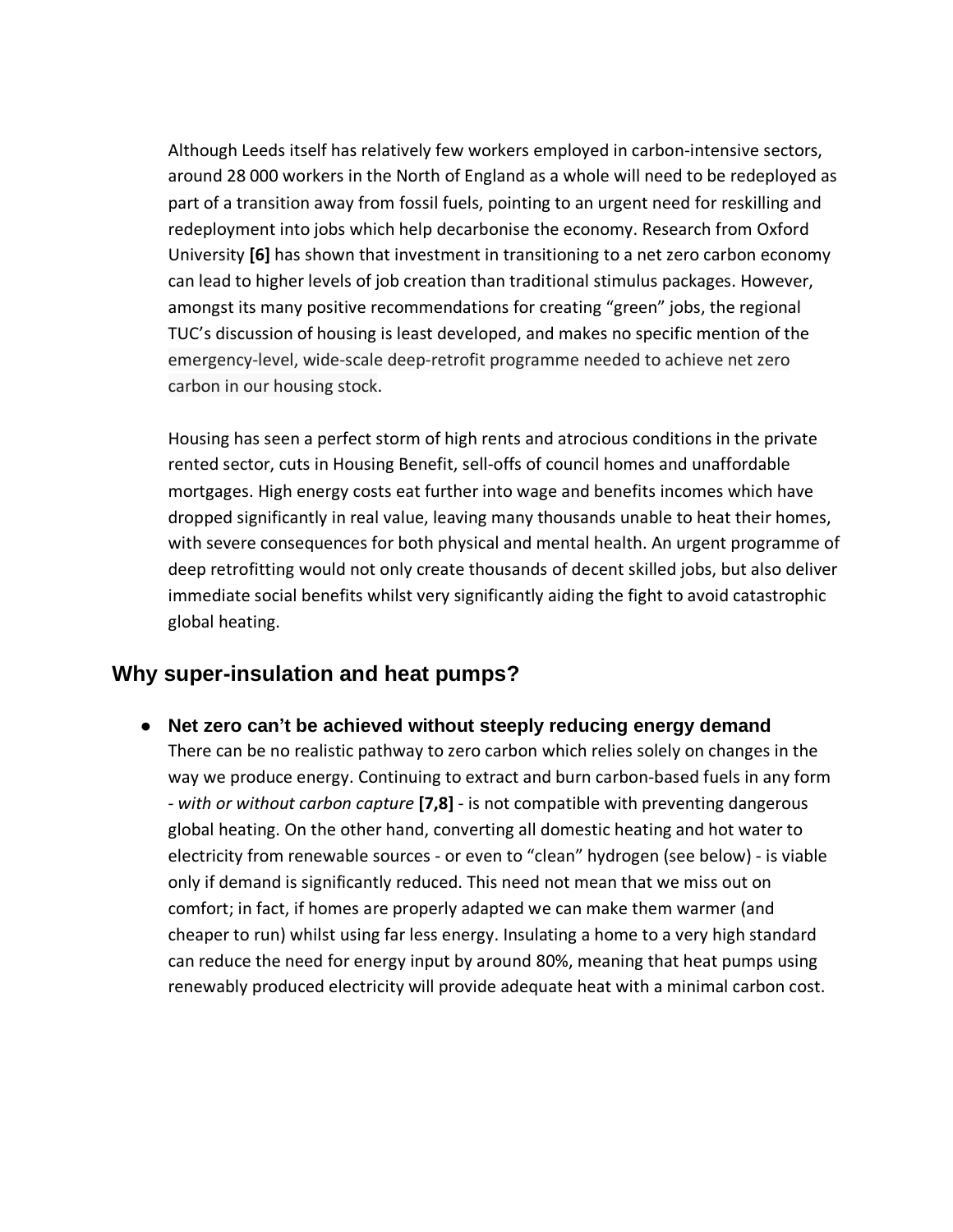Although Leeds itself has relatively few workers employed in carbon-intensive sectors, around 28 000 workers in the North of England as a whole will need to be redeployed as part of a transition away from fossil fuels, pointing to an urgent need for reskilling and redeployment into jobs which help decarbonise the economy. Research from Oxford University **[6]** has shown that investment in transitioning to a net zero carbon economy can lead to higher levels of job creation than traditional stimulus packages. However, amongst its many positive recommendations for creating "green" jobs, the regional TUC's discussion of housing is least developed, and makes no specific mention of the emergency-level, wide-scale deep-retrofit programme needed to achieve net zero carbon in our housing stock.

Housing has seen a perfect storm of high rents and atrocious conditions in the private rented sector, cuts in Housing Benefit, sell-offs of council homes and unaffordable mortgages. High energy costs eat further into wage and benefits incomes which have dropped significantly in real value, leaving many thousands unable to heat their homes, with severe consequences for both physical and mental health. An urgent programme of deep retrofitting would not only create thousands of decent skilled jobs, but also deliver immediate social benefits whilst very significantly aiding the fight to avoid catastrophic global heating.

## Why super-insulation and heat pumps?

- **Net zero can't be achieved without steeply reducing energy demand**
  There can be no realistic pathway to zero carbon which relies solely on changes in the way we produce energy. Continuing to extract and burn carbon-based fuels in any form - *with or without carbon capture* **[7,8]** - is not compatible with preventing dangerous global heating. On the other hand, converting all domestic heating and hot water to electricity from renewable sources - or even to "clean" hydrogen (see below) - is viable only if demand is significantly reduced. This need not mean that we miss out on comfort; in fact, if homes are properly adapted we can make them warmer (and cheaper to run) whilst using far less energy. Insulating a home to a very high standard can reduce the need for energy input by around 80%, meaning that heat pumps using renewably produced electricity will provide adequate heat with a minimal carbon cost.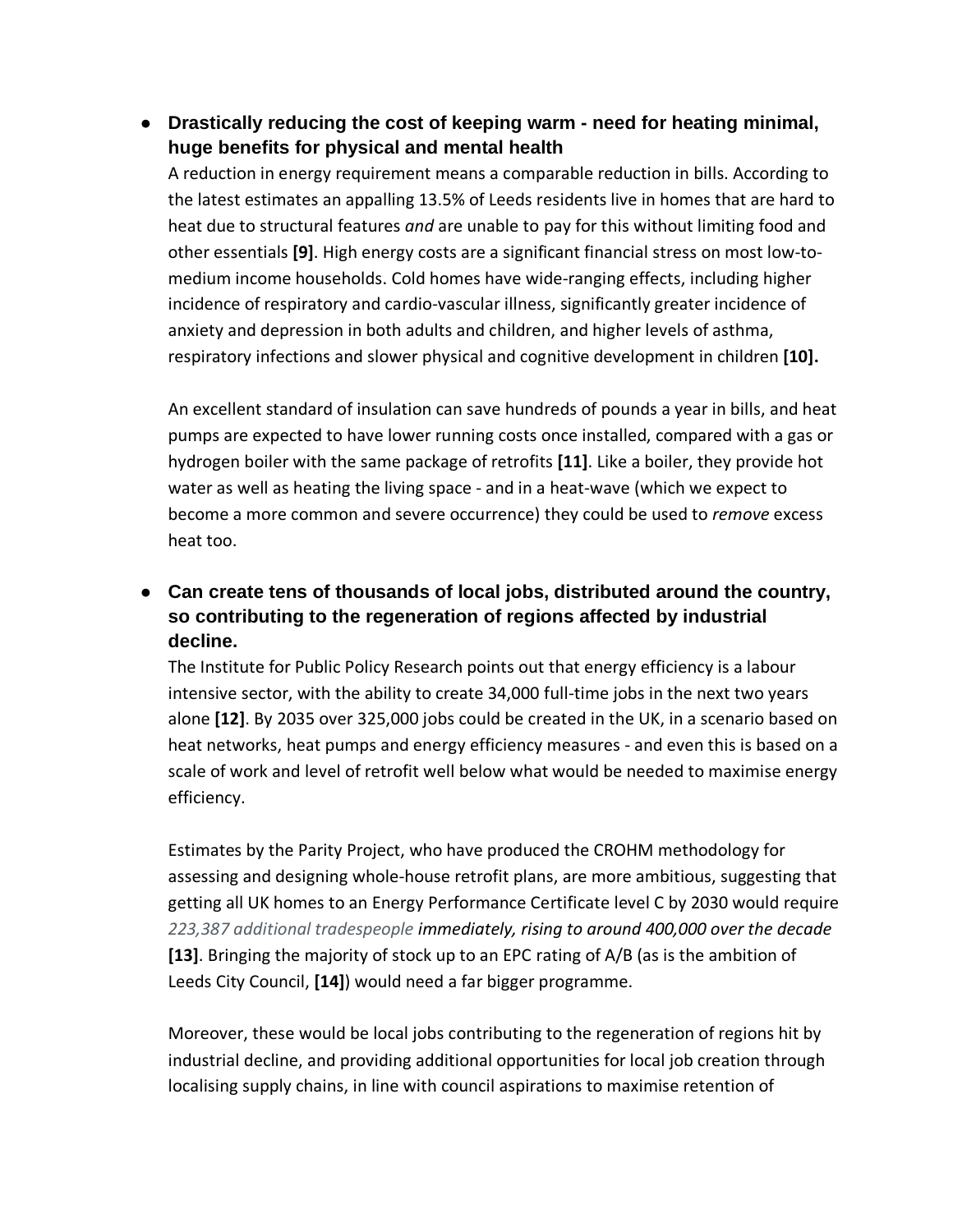- **Drastically reducing the cost of keeping warm - need for heating minimal, huge benefits for physical and mental health**

  A reduction in energy requirement means a comparable reduction in bills. According to the latest estimates an appalling 13.5% of Leeds residents live in homes that are hard to heat due to structural features *and* are unable to pay for this without limiting food and other essentials **[9]**. High energy costs are a significant financial stress on most low-to-medium income households. Cold homes have wide-ranging effects, including higher incidence of respiratory and cardio-vascular illness, significantly greater incidence of anxiety and depression in both adults and children, and higher levels of asthma, respiratory infections and slower physical and cognitive development in children **[10].**

  An excellent standard of insulation can save hundreds of pounds a year in bills, and heat pumps are expected to have lower running costs once installed, compared with a gas or hydrogen boiler with the same package of retrofits **[11]**. Like a boiler, they provide hot water as well as heating the living space - and in a heat-wave (which we expect to become a more common and severe occurrence) they could be used to *remove* excess heat too.

- **Can create tens of thousands of local jobs, distributed around the country, so contributing to the regeneration of regions affected by industrial decline.**

  The Institute for Public Policy Research points out that energy efficiency is a labour intensive sector, with the ability to create 34,000 full-time jobs in the next two years alone **[12]**. By 2035 over 325,000 jobs could be created in the UK, in a scenario based on heat networks, heat pumps and energy efficiency measures - and even this is based on a scale of work and level of retrofit well below what would be needed to maximise energy efficiency.

  Estimates by the Parity Project, who have produced the CROHM methodology for assessing and designing whole-house retrofit plans, are more ambitious, suggesting that getting all UK homes to an Energy Performance Certificate level C by 2030 would require *223,387 additional tradespeople immediately, rising to around 400,000 over the decade* **[13]**. Bringing the majority of stock up to an EPC rating of A/B (as is the ambition of Leeds City Council, **[14]**) would need a far bigger programme.

  Moreover, these would be local jobs contributing to the regeneration of regions hit by industrial decline, and providing additional opportunities for local job creation through localising supply chains, in line with council aspirations to maximise retention of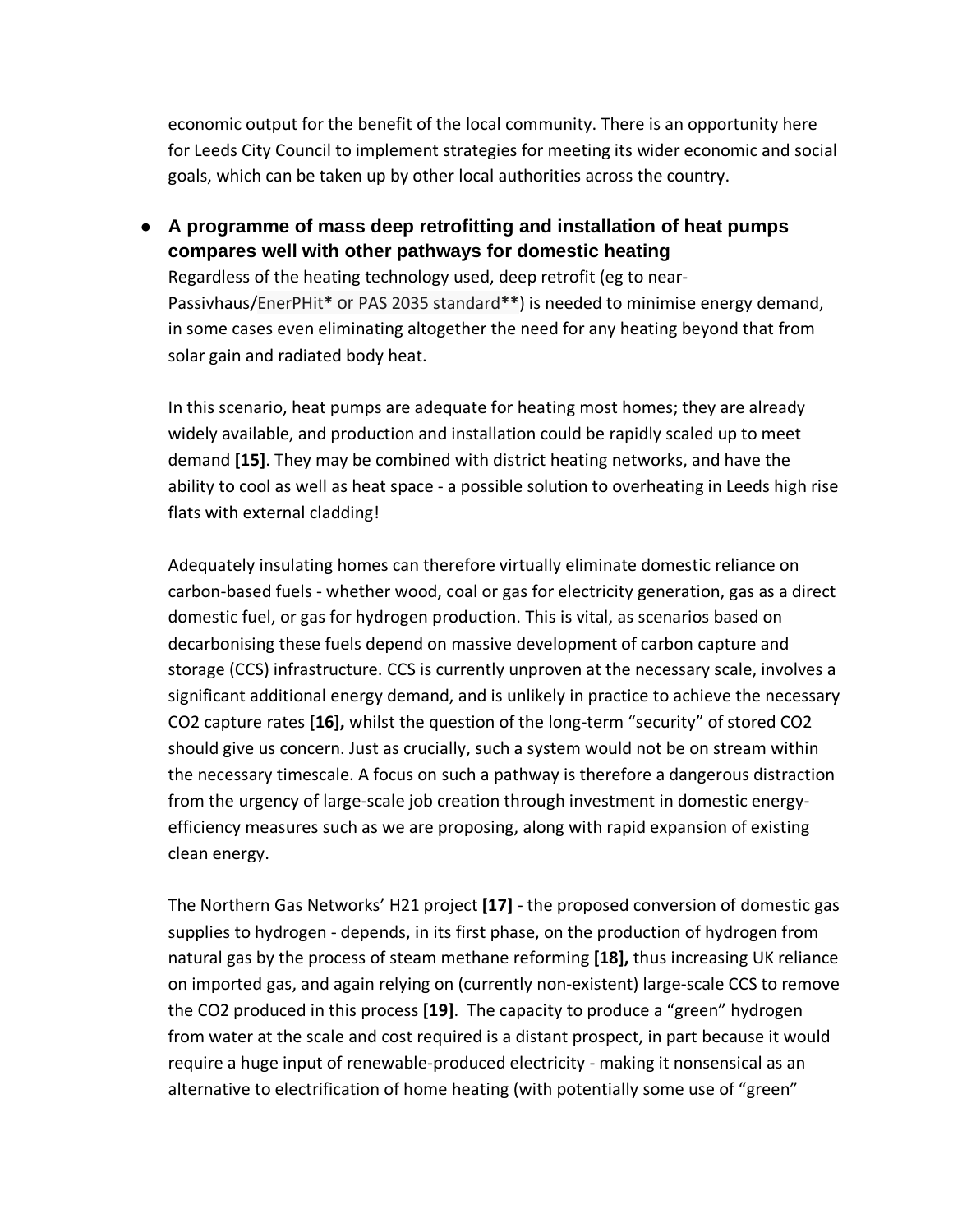economic output for the benefit of the local community. There is an opportunity here for Leeds City Council to implement strategies for meeting its wider economic and social goals, which can be taken up by other local authorities across the country.

- **A programme of mass deep retrofitting and installation of heat pumps compares well with other pathways for domestic heating**

  Regardless of the heating technology used, deep retrofit (eg to near-Passivhaus/EnerPHit* or PAS 2035 standard**) is needed to minimise energy demand, in some cases even eliminating altogether the need for any heating beyond that from solar gain and radiated body heat.

  In this scenario, heat pumps are adequate for heating most homes; they are already widely available, and production and installation could be rapidly scaled up to meet demand **[15]**. They may be combined with district heating networks, and have the ability to cool as well as heat space - a possible solution to overheating in Leeds high rise flats with external cladding!

  Adequately insulating homes can therefore virtually eliminate domestic reliance on carbon-based fuels - whether wood, coal or gas for electricity generation, gas as a direct domestic fuel, or gas for hydrogen production. This is vital, as scenarios based on decarbonising these fuels depend on massive development of carbon capture and storage (CCS) infrastructure. CCS is currently unproven at the necessary scale, involves a significant additional energy demand, and is unlikely in practice to achieve the necessary CO2 capture rates **[16],** whilst the question of the long-term "security" of stored CO2 should give us concern. Just as crucially, such a system would not be on stream within the necessary timescale. A focus on such a pathway is therefore a dangerous distraction from the urgency of large-scale job creation through investment in domestic energy-efficiency measures such as we are proposing, along with rapid expansion of existing clean energy.

  The Northern Gas Networks' H21 project **[17]** - the proposed conversion of domestic gas supplies to hydrogen - depends, in its first phase, on the production of hydrogen from natural gas by the process of steam methane reforming **[18],** thus increasing UK reliance on imported gas, and again relying on (currently non-existent) large-scale CCS to remove the CO2 produced in this process **[19]**. The capacity to produce a "green" hydrogen from water at the scale and cost required is a distant prospect, in part because it would require a huge input of renewable-produced electricity - making it nonsensical as an alternative to electrification of home heating (with potentially some use of "green"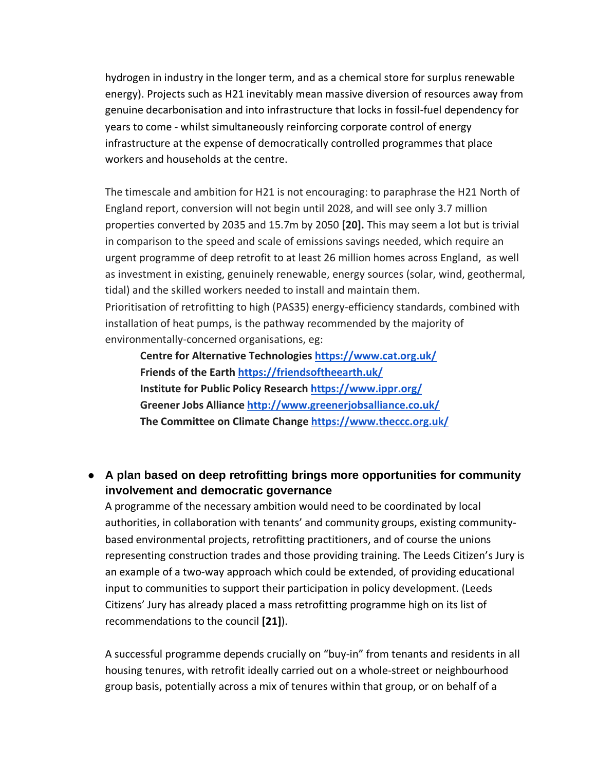hydrogen in industry in the longer term, and as a chemical store for surplus renewable energy). Projects such as H21 inevitably mean massive diversion of resources away from genuine decarbonisation and into infrastructure that locks in fossil-fuel dependency for years to come - whilst simultaneously reinforcing corporate control of energy infrastructure at the expense of democratically controlled programmes that place workers and households at the centre.

The timescale and ambition for H21 is not encouraging: to paraphrase the H21 North of England report, conversion will not begin until 2028, and will see only 3.7 million properties converted by 2035 and 15.7m by 2050 **[20].** This may seem a lot but is trivial in comparison to the speed and scale of emissions savings needed, which require an urgent programme of deep retrofit to at least 26 million homes across England, as well as investment in existing, genuinely renewable, energy sources (solar, wind, geothermal, tidal) and the skilled workers needed to install and maintain them.
Prioritisation of retrofitting to high (PAS35) energy-efficiency standards, combined with installation of heat pumps, is the pathway recommended by the majority of environmentally-concerned organisations, eg:

> **Centre for Alternative Technologies** [https://www.cat.org.uk/](https://www.cat.org.uk/)
> **Friends of the Earth** [https://friendsoftheearth.uk/](https://friendsoftheearth.uk/)
> **Institute for Public Policy Research** [https://www.ippr.org/](https://www.ippr.org/)
> **Greener Jobs Alliance** [http://www.greenerjobsalliance.co.uk/](http://www.greenerjobsalliance.co.uk/)
> **The Committee on Climate Change** [https://www.theccc.org.uk/](https://www.theccc.org.uk/)

- **A plan based on deep retrofitting brings more opportunities for community involvement and democratic governance**
  A programme of the necessary ambition would need to be coordinated by local authorities, in collaboration with tenants' and community groups, existing community-based environmental projects, retrofitting practitioners, and of course the unions representing construction trades and those providing training. The Leeds Citizen's Jury is an example of a two-way approach which could be extended, of providing educational input to communities to support their participation in policy development. (Leeds Citizens' Jury has already placed a mass retrofitting programme high on its list of recommendations to the council **[21]**).

  A successful programme depends crucially on "buy-in" from tenants and residents in all housing tenures, with retrofit ideally carried out on a whole-street or neighbourhood group basis, potentially across a mix of tenures within that group, or on behalf of a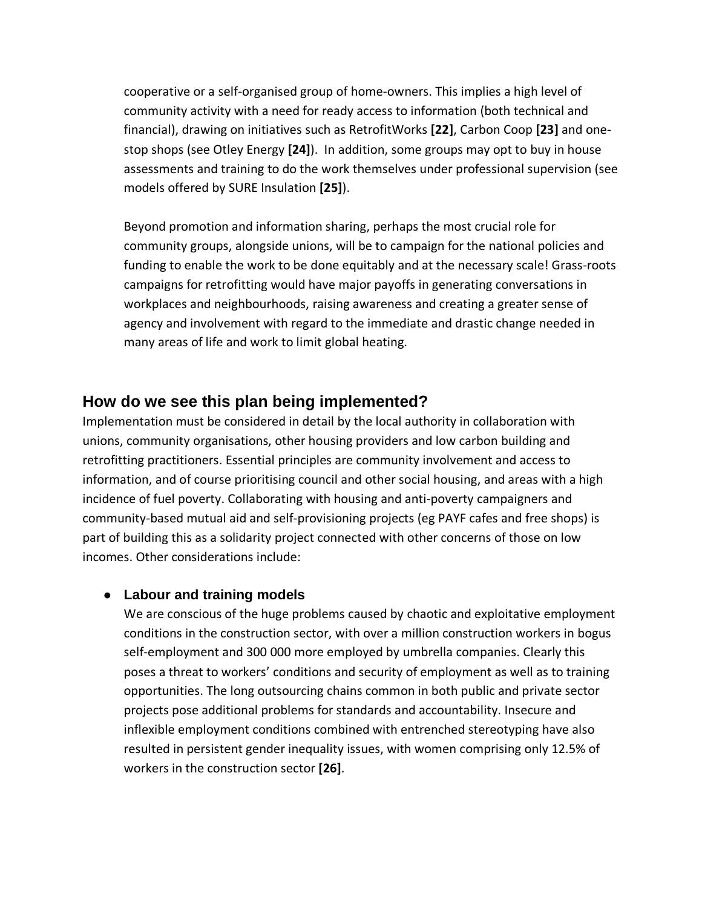cooperative or a self-organised group of home-owners. This implies a high level of community activity with a need for ready access to information (both technical and financial), drawing on initiatives such as RetrofitWorks **[22]**, Carbon Coop **[23]** and one-stop shops (see Otley Energy **[24]**). In addition, some groups may opt to buy in house assessments and training to do the work themselves under professional supervision (see models offered by SURE Insulation **[25]**).

Beyond promotion and information sharing, perhaps the most crucial role for community groups, alongside unions, will be to campaign for the national policies and funding to enable the work to be done equitably and at the necessary scale! Grass-roots campaigns for retrofitting would have major payoffs in generating conversations in workplaces and neighbourhoods, raising awareness and creating a greater sense of agency and involvement with regard to the immediate and drastic change needed in many areas of life and work to limit global heating.

## How do we see this plan being implemented?

Implementation must be considered in detail by the local authority in collaboration with unions, community organisations, other housing providers and low carbon building and retrofitting practitioners. Essential principles are community involvement and access to information, and of course prioritising council and other social housing, and areas with a high incidence of fuel poverty. Collaborating with housing and anti-poverty campaigners and community-based mutual aid and self-provisioning projects (eg PAYF cafes and free shops) is part of building this as a solidarity project connected with other concerns of those on low incomes. Other considerations include:

- **Labour and training models**

  We are conscious of the huge problems caused by chaotic and exploitative employment conditions in the construction sector, with over a million construction workers in bogus self-employment and 300 000 more employed by umbrella companies. Clearly this poses a threat to workers' conditions and security of employment as well as to training opportunities. The long outsourcing chains common in both public and private sector projects pose additional problems for standards and accountability. Insecure and inflexible employment conditions combined with entrenched stereotyping have also resulted in persistent gender inequality issues, with women comprising only 12.5% of workers in the construction sector **[26]**.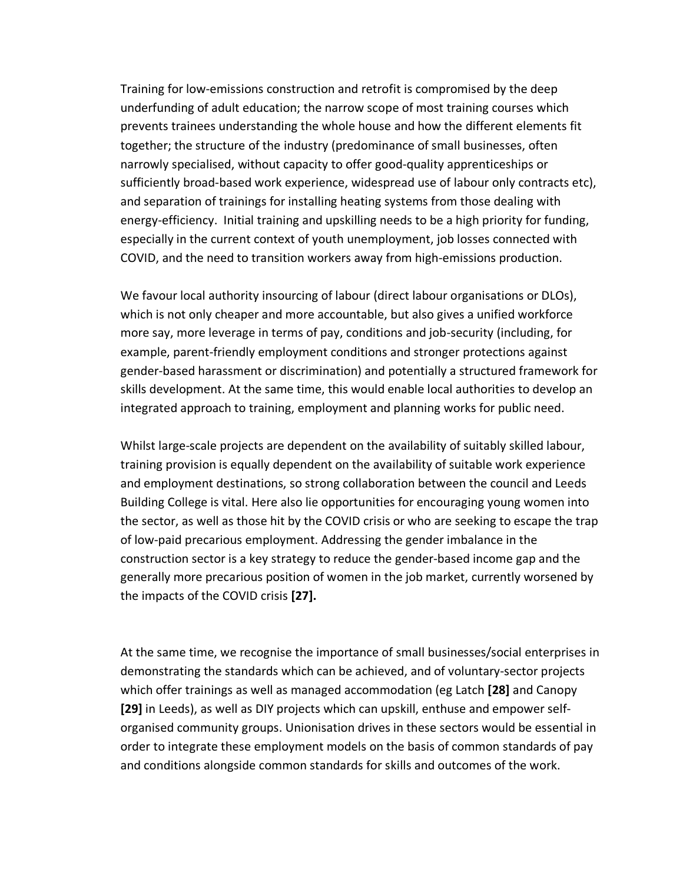Training for low-emissions construction and retrofit is compromised by the deep underfunding of adult education; the narrow scope of most training courses which prevents trainees understanding the whole house and how the different elements fit together; the structure of the industry (predominance of small businesses, often narrowly specialised, without capacity to offer good-quality apprenticeships or sufficiently broad-based work experience, widespread use of labour only contracts etc), and separation of trainings for installing heating systems from those dealing with energy-efficiency. Initial training and upskilling needs to be a high priority for funding, especially in the current context of youth unemployment, job losses connected with COVID, and the need to transition workers away from high-emissions production.

We favour local authority insourcing of labour (direct labour organisations or DLOs), which is not only cheaper and more accountable, but also gives a unified workforce more say, more leverage in terms of pay, conditions and job-security (including, for example, parent-friendly employment conditions and stronger protections against gender-based harassment or discrimination) and potentially a structured framework for skills development. At the same time, this would enable local authorities to develop an integrated approach to training, employment and planning works for public need.

Whilst large-scale projects are dependent on the availability of suitably skilled labour, training provision is equally dependent on the availability of suitable work experience and employment destinations, so strong collaboration between the council and Leeds Building College is vital. Here also lie opportunities for encouraging young women into the sector, as well as those hit by the COVID crisis or who are seeking to escape the trap of low-paid precarious employment. Addressing the gender imbalance in the construction sector is a key strategy to reduce the gender-based income gap and the generally more precarious position of women in the job market, currently worsened by the impacts of the COVID crisis **[27].**

At the same time, we recognise the importance of small businesses/social enterprises in demonstrating the standards which can be achieved, and of voluntary-sector projects which offer trainings as well as managed accommodation (eg Latch **[28]** and Canopy **[29]** in Leeds), as well as DIY projects which can upskill, enthuse and empower self-organised community groups. Unionisation drives in these sectors would be essential in order to integrate these employment models on the basis of common standards of pay and conditions alongside common standards for skills and outcomes of the work.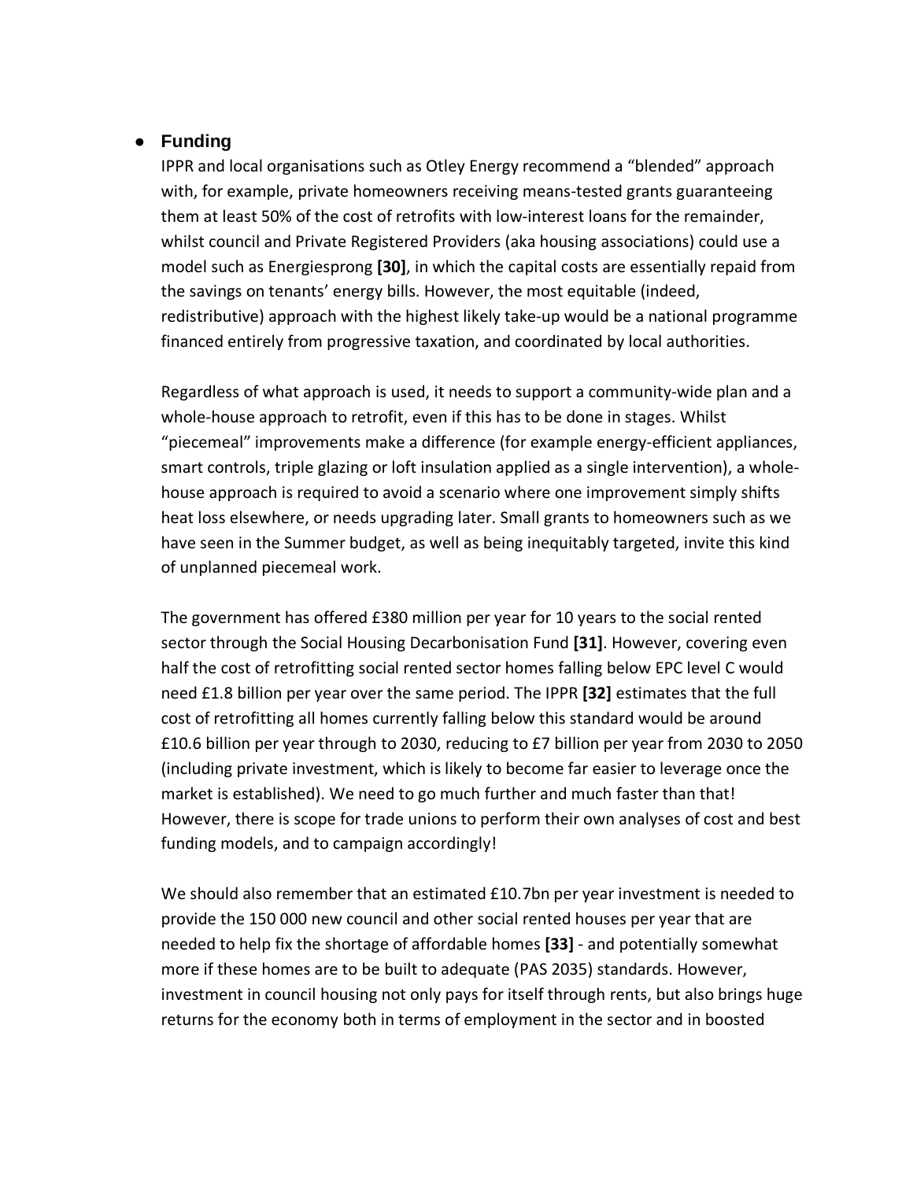- **Funding**

  IPPR and local organisations such as Otley Energy recommend a "blended" approach with, for example, private homeowners receiving means-tested grants guaranteeing them at least 50% of the cost of retrofits with low-interest loans for the remainder, whilst council and Private Registered Providers (aka housing associations) could use a model such as Energiesprong **[30]**, in which the capital costs are essentially repaid from the savings on tenants' energy bills. However, the most equitable (indeed, redistributive) approach with the highest likely take-up would be a national programme financed entirely from progressive taxation, and coordinated by local authorities.

  Regardless of what approach is used, it needs to support a community-wide plan and a whole-house approach to retrofit, even if this has to be done in stages. Whilst "piecemeal" improvements make a difference (for example energy-efficient appliances, smart controls, triple glazing or loft insulation applied as a single intervention), a whole-house approach is required to avoid a scenario where one improvement simply shifts heat loss elsewhere, or needs upgrading later. Small grants to homeowners such as we have seen in the Summer budget, as well as being inequitably targeted, invite this kind of unplanned piecemeal work.

  The government has offered £380 million per year for 10 years to the social rented sector through the Social Housing Decarbonisation Fund **[31]**. However, covering even half the cost of retrofitting social rented sector homes falling below EPC level C would need £1.8 billion per year over the same period. The IPPR **[32]** estimates that the full cost of retrofitting all homes currently falling below this standard would be around £10.6 billion per year through to 2030, reducing to £7 billion per year from 2030 to 2050 (including private investment, which is likely to become far easier to leverage once the market is established). We need to go much further and much faster than that! However, there is scope for trade unions to perform their own analyses of cost and best funding models, and to campaign accordingly!

  We should also remember that an estimated £10.7bn per year investment is needed to provide the 150 000 new council and other social rented houses per year that are needed to help fix the shortage of affordable homes **[33]** - and potentially somewhat more if these homes are to be built to adequate (PAS 2035) standards. However, investment in council housing not only pays for itself through rents, but also brings huge returns for the economy both in terms of employment in the sector and in boosted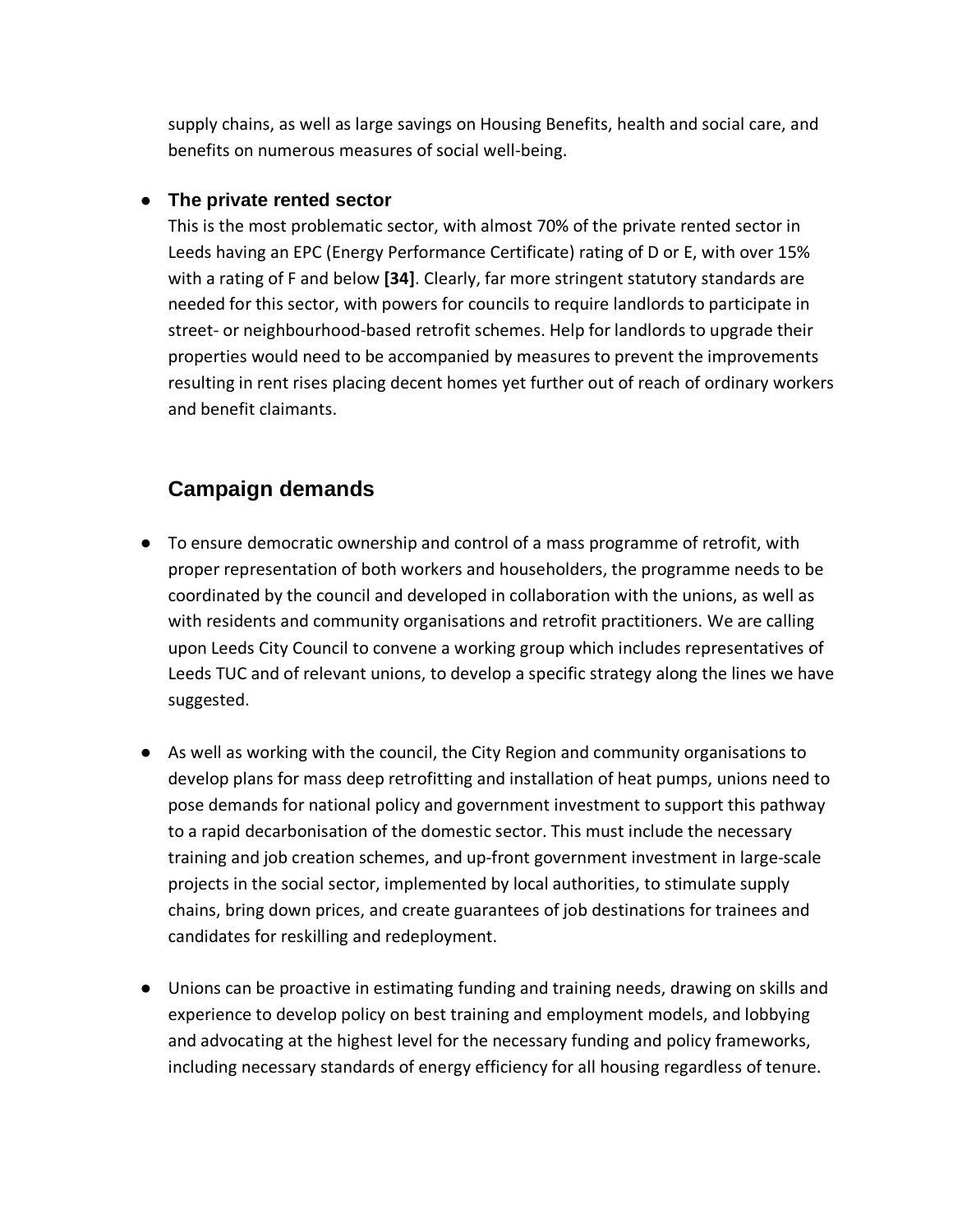supply chains, as well as large savings on Housing Benefits, health and social care, and benefits on numerous measures of social well-being.

- **The private rented sector**
  This is the most problematic sector, with almost 70% of the private rented sector in Leeds having an EPC (Energy Performance Certificate) rating of D or E, with over 15% with a rating of F and below **[34]**. Clearly, far more stringent statutory standards are needed for this sector, with powers for councils to require landlords to participate in street- or neighbourhood-based retrofit schemes. Help for landlords to upgrade their properties would need to be accompanied by measures to prevent the improvements resulting in rent rises placing decent homes yet further out of reach of ordinary workers and benefit claimants.

## Campaign demands

- To ensure democratic ownership and control of a mass programme of retrofit, with proper representation of both workers and householders, the programme needs to be coordinated by the council and developed in collaboration with the unions, as well as with residents and community organisations and retrofit practitioners. We are calling upon Leeds City Council to convene a working group which includes representatives of Leeds TUC and of relevant unions, to develop a specific strategy along the lines we have suggested.

- As well as working with the council, the City Region and community organisations to develop plans for mass deep retrofitting and installation of heat pumps, unions need to pose demands for national policy and government investment to support this pathway to a rapid decarbonisation of the domestic sector. This must include the necessary training and job creation schemes, and up-front government investment in large-scale projects in the social sector, implemented by local authorities, to stimulate supply chains, bring down prices, and create guarantees of job destinations for trainees and candidates for reskilling and redeployment.

- Unions can be proactive in estimating funding and training needs, drawing on skills and experience to develop policy on best training and employment models, and lobbying and advocating at the highest level for the necessary funding and policy frameworks, including necessary standards of energy efficiency for all housing regardless of tenure.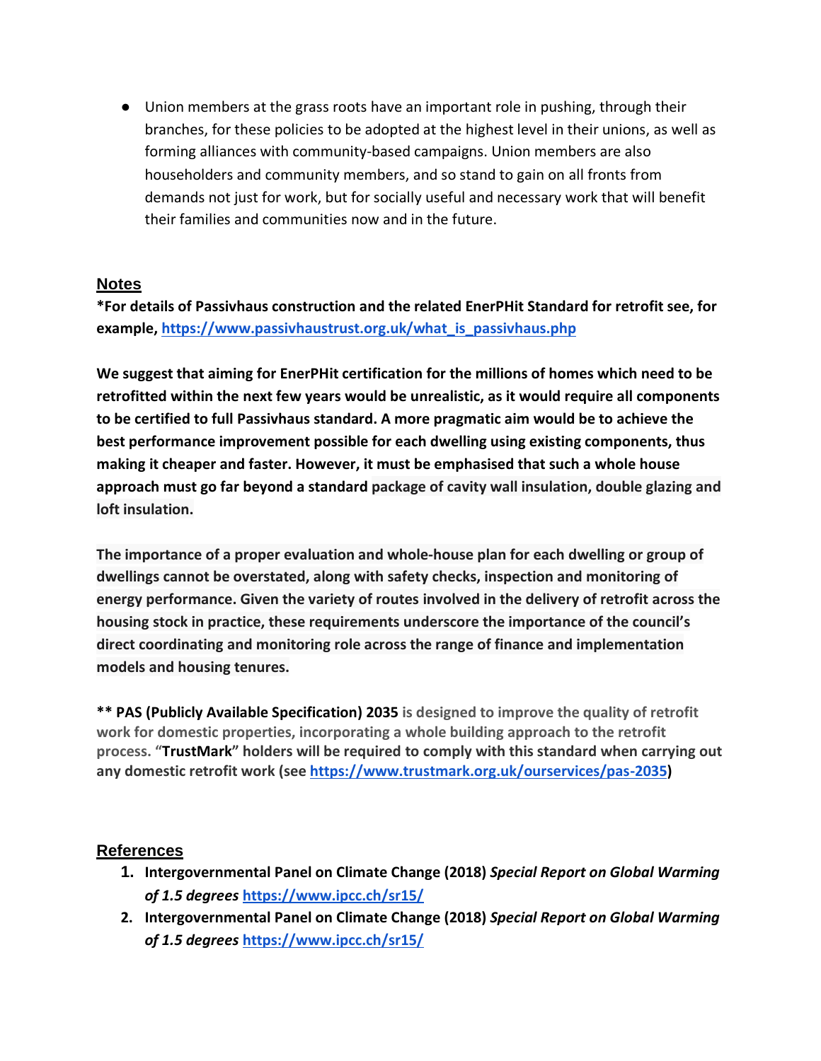- Union members at the grass roots have an important role in pushing, through their branches, for these policies to be adopted at the highest level in their unions, as well as forming alliances with community-based campaigns. Union members are also householders and community members, and so stand to gain on all fronts from demands not just for work, but for socially useful and necessary work that will benefit their families and communities now and in the future.

## Notes

**\*For details of Passivhaus construction and the related EnerPHit Standard for retrofit see, for example, [https://www.passivhaustrust.org.uk/what_is_passivhaus.php](https://www.passivhaustrust.org.uk/what_is_passivhaus.php)**

**We suggest that aiming for EnerPHit certification for the millions of homes which need to be retrofitted within the next few years would be unrealistic, as it would require all components to be certified to full Passivhaus standard. A more pragmatic aim would be to achieve the best performance improvement possible for each dwelling using existing components, thus making it cheaper and faster. However, it must be emphasised that such a whole house approach must go far beyond a standard package of cavity wall insulation, double glazing and loft insulation.**

**The importance of a proper evaluation and whole-house plan for each dwelling or group of dwellings cannot be overstated, along with safety checks, inspection and monitoring of energy performance. Given the variety of routes involved in the delivery of retrofit across the housing stock in practice, these requirements underscore the importance of the council's direct coordinating and monitoring role across the range of finance and implementation models and housing tenures.**

**\*\* PAS (Publicly Available Specification) 2035 is designed to improve the quality of retrofit work for domestic properties, incorporating a whole building approach to the retrofit process. "TrustMark" holders will be required to comply with this standard when carrying out any domestic retrofit work (see [https://www.trustmark.org.uk/ourservices/pas-2035](https://www.trustmark.org.uk/ourservices/pas-2035))**

## References

1. **Intergovernmental Panel on Climate Change (2018) *Special Report on Global Warming of 1.5 degrees* [https://www.ipcc.ch/sr15/](https://www.ipcc.ch/sr15/)**
2. **Intergovernmental Panel on Climate Change (2018) *Special Report on Global Warming of 1.5 degrees* [https://www.ipcc.ch/sr15/](https://www.ipcc.ch/sr15/)**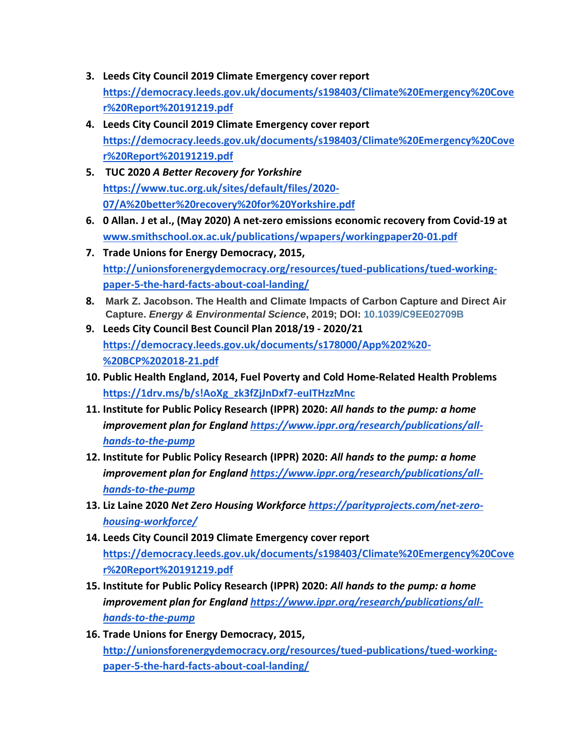3. **Leeds City Council 2019 Climate Emergency cover report** **https://democracy.leeds.gov.uk/documents/s198403/Climate%20Emergency%20Cover%20Report%20191219.pdf**
4. **Leeds City Council 2019 Climate Emergency cover report** **https://democracy.leeds.gov.uk/documents/s198403/Climate%20Emergency%20Cover%20Report%20191219.pdf**
5. **TUC 2020** ***A Better Recovery for Yorkshire*** **https://www.tuc.org.uk/sites/default/files/2020-07/A%20better%20recovery%20for%20Yorkshire.pdf**
6. **0 Allan. J et al., (May 2020) A net-zero emissions economic recovery from Covid-19 at** **www.smithschool.ox.ac.uk/publications/wpapers/workingpaper20-01.pdf**
7. **Trade Unions for Energy Democracy, 2015,** **http://unionsforenergydemocracy.org/resources/tued-publications/tued-working-paper-5-the-hard-facts-about-coal-landing/**
8. **Mark Z. Jacobson. The Health and Climate Impacts of Carbon Capture and Direct Air Capture.** ***Energy & Environmental Science*****, 2019; DOI: 10.1039/C9EE02709B**
9. **Leeds City Council Best Council Plan 2018/19 - 2020/21** **https://democracy.leeds.gov.uk/documents/s178000/App%202%20-%20BCP%202018-21.pdf**
10. **Public Health England, 2014, Fuel Poverty and Cold Home-Related Health Problems** **https://1drv.ms/b/s!AoXg_zk3fZjJnDxf7-euITHzzMnc**
11. **Institute for Public Policy Research (IPPR) 2020:** ***All hands to the pump: a home improvement plan for England https://www.ippr.org/research/publications/all-hands-to-the-pump***
12. **Institute for Public Policy Research (IPPR) 2020:** ***All hands to the pump: a home improvement plan for England https://www.ippr.org/research/publications/all-hands-to-the-pump***
13. **Liz Laine 2020** ***Net Zero Housing Workforce https://parityprojects.com/net-zero-housing-workforce/***
14. **Leeds City Council 2019 Climate Emergency cover report** **https://democracy.leeds.gov.uk/documents/s198403/Climate%20Emergency%20Cover%20Report%20191219.pdf**
15. **Institute for Public Policy Research (IPPR) 2020:** ***All hands to the pump: a home improvement plan for England https://www.ippr.org/research/publications/all-hands-to-the-pump***
16. **Trade Unions for Energy Democracy, 2015,** **http://unionsforenergydemocracy.org/resources/tued-publications/tued-working-paper-5-the-hard-facts-about-coal-landing/**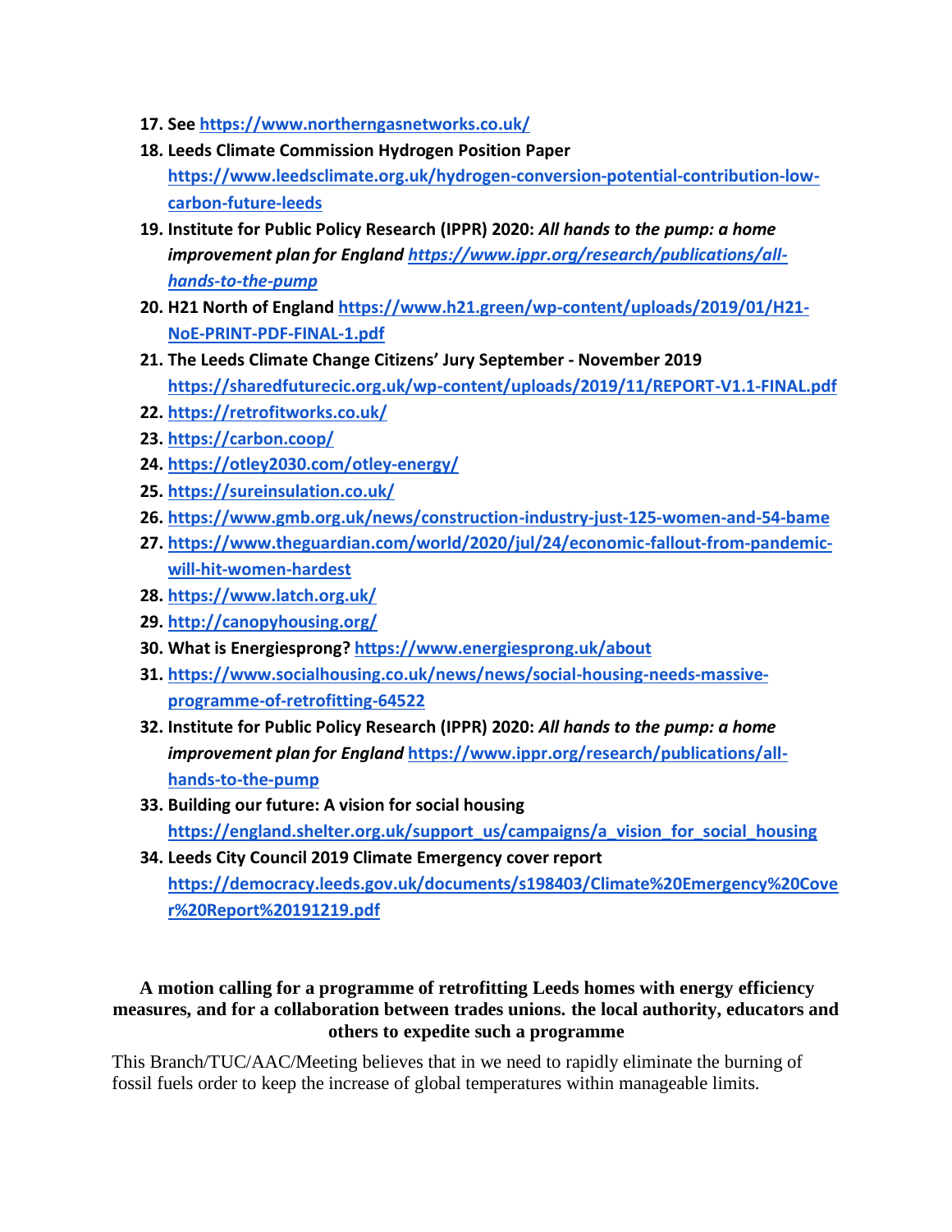17. **See [https://www.northerngasnetworks.co.uk/](https://www.northerngasnetworks.co.uk/)**
18. **Leeds Climate Commission Hydrogen Position Paper [https://www.leedsclimate.org.uk/hydrogen-conversion-potential-contribution-low-carbon-future-leeds](https://www.leedsclimate.org.uk/hydrogen-conversion-potential-contribution-low-carbon-future-leeds)**
19. **Institute for Public Policy Research (IPPR) 2020: *All hands to the pump: a home improvement plan for England* [https://www.ippr.org/research/publications/all-hands-to-the-pump](https://www.ippr.org/research/publications/all-hands-to-the-pump)**
20. **H21 North of England [https://www.h21.green/wp-content/uploads/2019/01/H21-NoE-PRINT-PDF-FINAL-1.pdf](https://www.h21.green/wp-content/uploads/2019/01/H21-NoE-PRINT-PDF-FINAL-1.pdf)**
21. **The Leeds Climate Change Citizens' Jury September - November 2019 [https://sharedfuturecic.org.uk/wp-content/uploads/2019/11/REPORT-V1.1-FINAL.pdf](https://sharedfuturecic.org.uk/wp-content/uploads/2019/11/REPORT-V1.1-FINAL.pdf)**
22. **[https://retrofitworks.co.uk/](https://retrofitworks.co.uk/)**
23. **[https://carbon.coop/](https://carbon.coop/)**
24. **[https://otley2030.com/otley-energy/](https://otley2030.com/otley-energy/)**
25. **[https://sureinsulation.co.uk/](https://sureinsulation.co.uk/)**
26. **[https://www.gmb.org.uk/news/construction-industry-just-125-women-and-54-bame](https://www.gmb.org.uk/news/construction-industry-just-125-women-and-54-bame)**
27. **[https://www.theguardian.com/world/2020/jul/24/economic-fallout-from-pandemic-will-hit-women-hardest](https://www.theguardian.com/world/2020/jul/24/economic-fallout-from-pandemic-will-hit-women-hardest)**
28. **[https://www.latch.org.uk/](https://www.latch.org.uk/)**
29. **[http://canopyhousing.org/](http://canopyhousing.org/)**
30. **What is Energiesprong? [https://www.energiesprong.uk/about](https://www.energiesprong.uk/about)**
31. **[https://www.socialhousing.co.uk/news/news/social-housing-needs-massive-programme-of-retrofitting-64522](https://www.socialhousing.co.uk/news/news/social-housing-needs-massive-programme-of-retrofitting-64522)**
32. **Institute for Public Policy Research (IPPR) 2020: *All hands to the pump: a home improvement plan for England* [https://www.ippr.org/research/publications/all-hands-to-the-pump](https://www.ippr.org/research/publications/all-hands-to-the-pump)**
33. **Building our future: A vision for social housing [https://england.shelter.org.uk/support_us/campaigns/a_vision_for_social_housing](https://england.shelter.org.uk/support_us/campaigns/a_vision_for_social_housing)**
34. **Leeds City Council 2019 Climate Emergency cover report [https://democracy.leeds.gov.uk/documents/s198403/Climate%20Emergency%20Cover%20Report%20191219.pdf](https://democracy.leeds.gov.uk/documents/s198403/Climate%20Emergency%20Cover%20Report%20191219.pdf)**

**A motion calling for a programme of retrofitting Leeds homes with energy efficiency measures, and for a collaboration between trades unions. the local authority, educators and others to expedite such a programme**

This Branch/TUC/AAC/Meeting believes that in we need to rapidly eliminate the burning of fossil fuels order to keep the increase of global temperatures within manageable limits.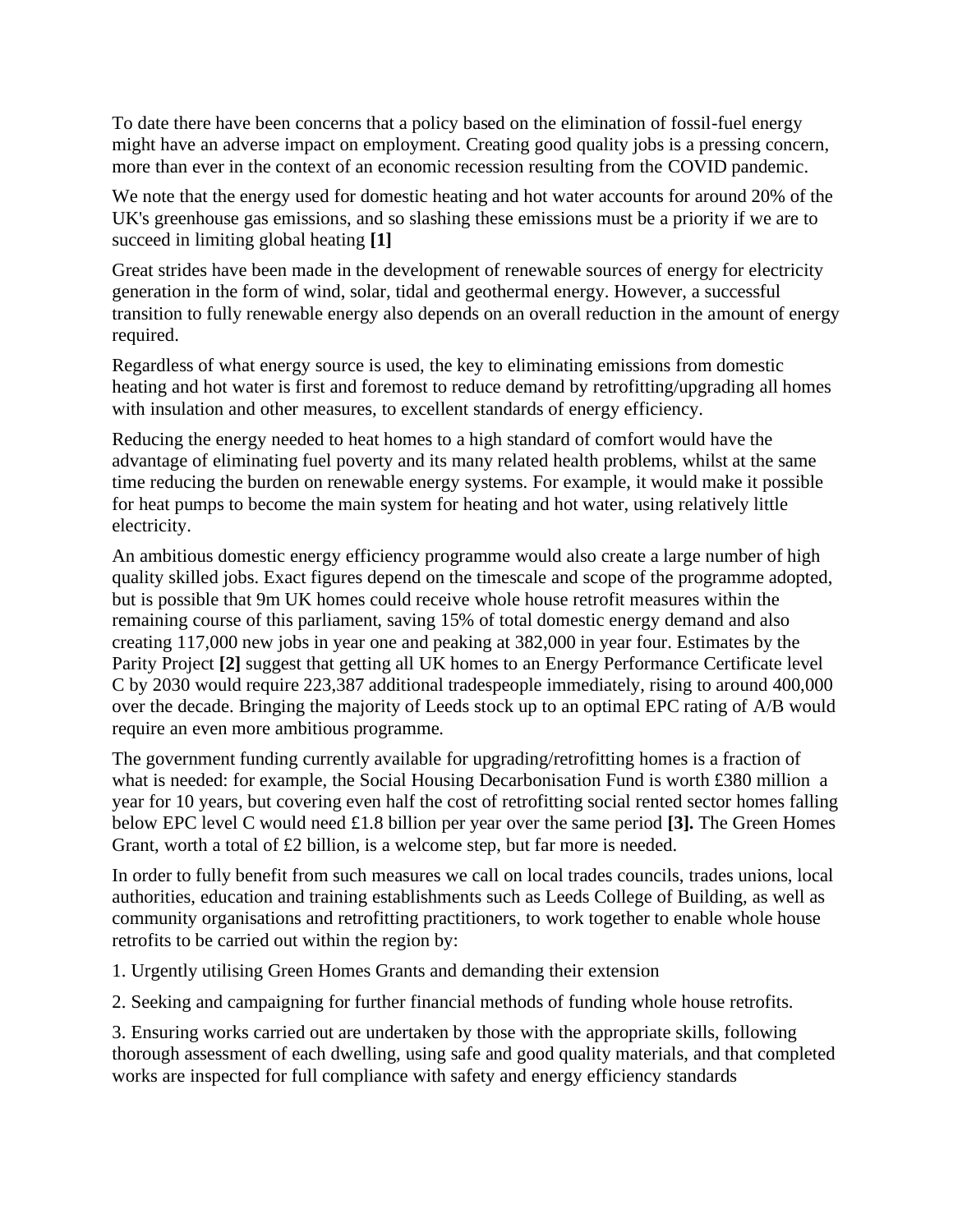To date there have been concerns that a policy based on the elimination of fossil-fuel energy might have an adverse impact on employment. Creating good quality jobs is a pressing concern, more than ever in the context of an economic recession resulting from the COVID pandemic.

We note that the energy used for domestic heating and hot water accounts for around 20% of the UK's greenhouse gas emissions, and so slashing these emissions must be a priority if we are to succeed in limiting global heating **[1]**

Great strides have been made in the development of renewable sources of energy for electricity generation in the form of wind, solar, tidal and geothermal energy. However, a successful transition to fully renewable energy also depends on an overall reduction in the amount of energy required.

Regardless of what energy source is used, the key to eliminating emissions from domestic heating and hot water is first and foremost to reduce demand by retrofitting/upgrading all homes with insulation and other measures, to excellent standards of energy efficiency.

Reducing the energy needed to heat homes to a high standard of comfort would have the advantage of eliminating fuel poverty and its many related health problems, whilst at the same time reducing the burden on renewable energy systems. For example, it would make it possible for heat pumps to become the main system for heating and hot water, using relatively little electricity.

An ambitious domestic energy efficiency programme would also create a large number of high quality skilled jobs. Exact figures depend on the timescale and scope of the programme adopted, but is possible that 9m UK homes could receive whole house retrofit measures within the remaining course of this parliament, saving 15% of total domestic energy demand and also creating 117,000 new jobs in year one and peaking at 382,000 in year four. Estimates by the Parity Project **[2]** suggest that getting all UK homes to an Energy Performance Certificate level C by 2030 would require 223,387 additional tradespeople immediately, rising to around 400,000 over the decade. Bringing the majority of Leeds stock up to an optimal EPC rating of A/B would require an even more ambitious programme.

The government funding currently available for upgrading/retrofitting homes is a fraction of what is needed: for example, the Social Housing Decarbonisation Fund is worth £380 million a year for 10 years, but covering even half the cost of retrofitting social rented sector homes falling below EPC level C would need £1.8 billion per year over the same period **[3].** The Green Homes Grant, worth a total of £2 billion, is a welcome step, but far more is needed.

In order to fully benefit from such measures we call on local trades councils, trades unions, local authorities, education and training establishments such as Leeds College of Building, as well as community organisations and retrofitting practitioners, to work together to enable whole house retrofits to be carried out within the region by:

1. Urgently utilising Green Homes Grants and demanding their extension

2. Seeking and campaigning for further financial methods of funding whole house retrofits.

3. Ensuring works carried out are undertaken by those with the appropriate skills, following thorough assessment of each dwelling, using safe and good quality materials, and that completed works are inspected for full compliance with safety and energy efficiency standards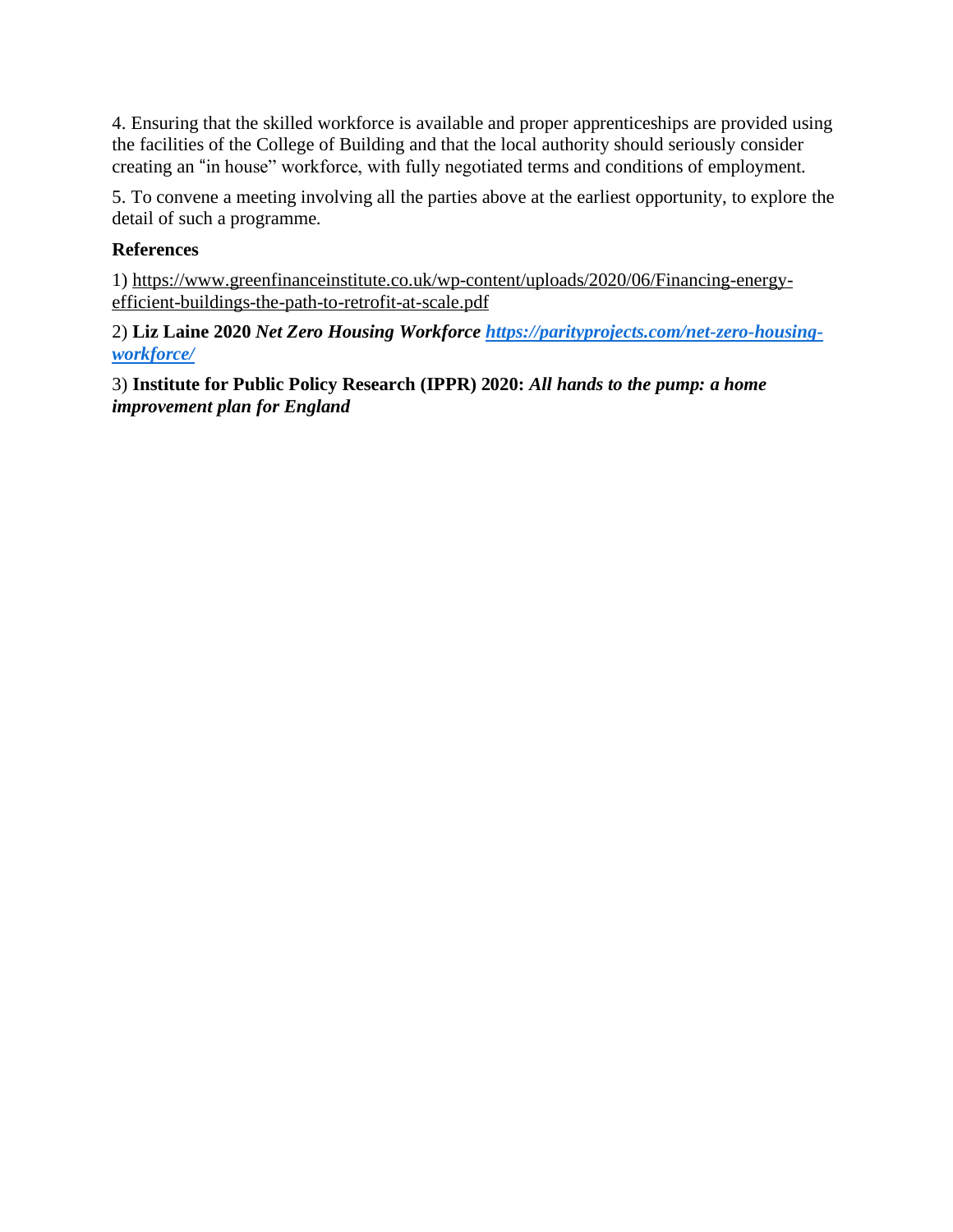4. Ensuring that the skilled workforce is available and proper apprenticeships are provided using the facilities of the College of Building and that the local authority should seriously consider creating an "in house" workforce, with fully negotiated terms and conditions of employment.

5. To convene a meeting involving all the parties above at the earliest opportunity, to explore the detail of such a programme.

**References**

1) https://www.greenfinanceinstitute.co.uk/wp-content/uploads/2020/06/Financing-energy-efficient-buildings-the-path-to-retrofit-at-scale.pdf

2) **Liz Laine 2020** ***Net Zero Housing Workforce*** ***https://parityprojects.com/net-zero-housing-workforce/***

3) **Institute for Public Policy Research (IPPR) 2020:** ***All hands to the pump: a home improvement plan for England***